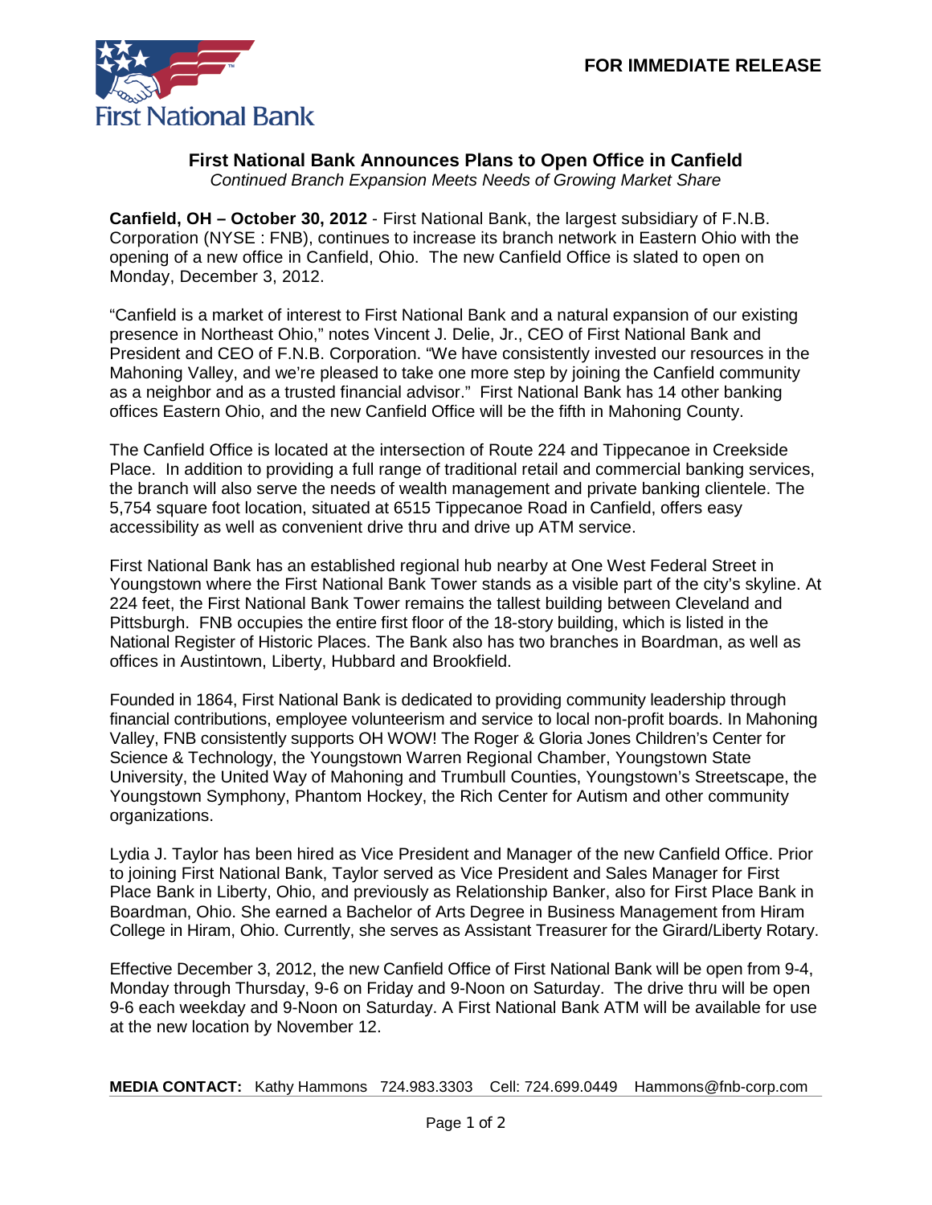First National Bank

**FOR IMMEDIATE RELEASE**

# First National Bank Announces Plans to Open Office in Canfield

*Continued Branch Expansion Meets Needs of Growing Market Share*

**Canfield, OH – October 30, 2012** - First National Bank, the largest subsidiary of F.N.B. Corporation (NYSE : FNB), continues to increase its branch network in Eastern Ohio with the opening of a new office in Canfield, Ohio. The new Canfield Office is slated to open on Monday, December 3, 2012.

"Canfield is a market of interest to First National Bank and a natural expansion of our existing presence in Northeast Ohio," notes Vincent J. Delie, Jr., CEO of First National Bank and President and CEO of F.N.B. Corporation. "We have consistently invested our resources in the Mahoning Valley, and we're pleased to take one more step by joining the Canfield community as a neighbor and as a trusted financial advisor." First National Bank has 14 other banking offices Eastern Ohio, and the new Canfield Office will be the fifth in Mahoning County.

The Canfield Office is located at the intersection of Route 224 and Tippecanoe in Creekside Place. In addition to providing a full range of traditional retail and commercial banking services, the branch will also serve the needs of wealth management and private banking clientele. The 5,754 square foot location, situated at 6515 Tippecanoe Road in Canfield, offers easy accessibility as well as convenient drive thru and drive up ATM service.

First National Bank has an established regional hub nearby at One West Federal Street in Youngstown where the First National Bank Tower stands as a visible part of the city's skyline. At 224 feet, the First National Bank Tower remains the tallest building between Cleveland and Pittsburgh. FNB occupies the entire first floor of the 18-story building, which is listed in the National Register of Historic Places. The Bank also has two branches in Boardman, as well as offices in Austintown, Liberty, Hubbard and Brookfield.

Founded in 1864, First National Bank is dedicated to providing community leadership through financial contributions, employee volunteerism and service to local non-profit boards. In Mahoning Valley, FNB consistently supports OH WOW! The Roger & Gloria Jones Children's Center for Science & Technology, the Youngstown Warren Regional Chamber, Youngstown State University, the United Way of Mahoning and Trumbull Counties, Youngstown's Streetscape, the Youngstown Symphony, Phantom Hockey, the Rich Center for Autism and other community organizations.

Lydia J. Taylor has been hired as Vice President and Manager of the new Canfield Office. Prior to joining First National Bank, Taylor served as Vice President and Sales Manager for First Place Bank in Liberty, Ohio, and previously as Relationship Banker, also for First Place Bank in Boardman, Ohio. She earned a Bachelor of Arts Degree in Business Management from Hiram College in Hiram, Ohio. Currently, she serves as Assistant Treasurer for the Girard/Liberty Rotary.

Effective December 3, 2012, the new Canfield Office of First National Bank will be open from 9-4, Monday through Thursday, 9-6 on Friday and 9-Noon on Saturday. The drive thru will be open 9-6 each weekday and 9-Noon on Saturday. A First National Bank ATM will be available for use at the new location by November 12.

**MEDIA CONTACT:** Kathy Hammons 724.983.3303 Cell: 724.699.0449 Hammons@fnb-corp.com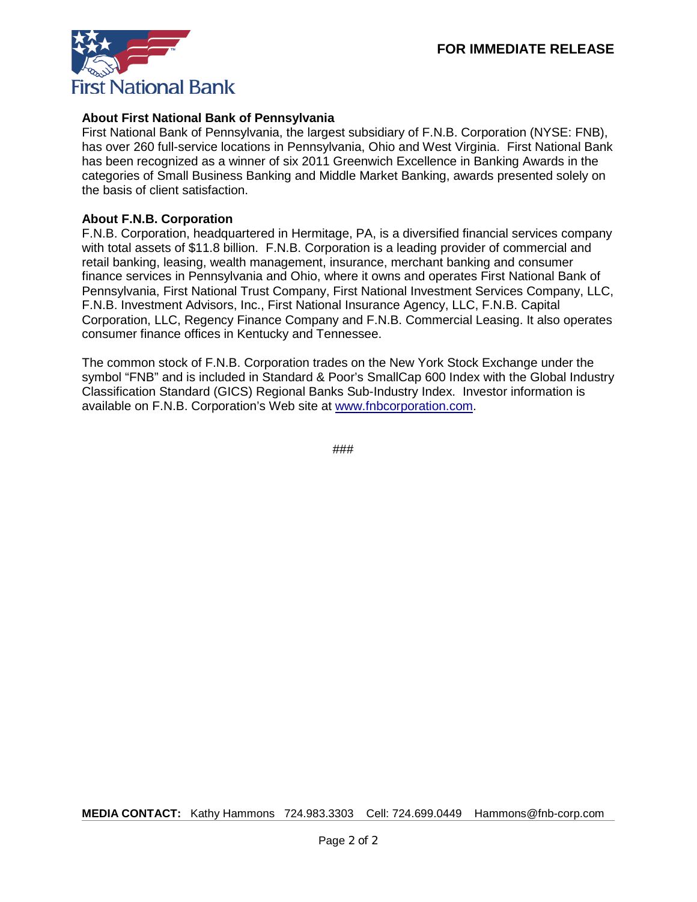FOR IMMEDIATE RELEASE

**About First National Bank of Pennsylvania**

First National Bank of Pennsylvania, the largest subsidiary of F.N.B. Corporation (NYSE: FNB), has over 260 full-service locations in Pennsylvania, Ohio and West Virginia. First National Bank has been recognized as a winner of six 2011 Greenwich Excellence in Banking Awards in the categories of Small Business Banking and Middle Market Banking, awards presented solely on the basis of client satisfaction.

**About F.N.B. Corporation**

F.N.B. Corporation, headquartered in Hermitage, PA, is a diversified financial services company with total assets of $11.8 billion. F.N.B. Corporation is a leading provider of commercial and retail banking, leasing, wealth management, insurance, merchant banking and consumer finance services in Pennsylvania and Ohio, where it owns and operates First National Bank of Pennsylvania, First National Trust Company, First National Investment Services Company, LLC, F.N.B. Investment Advisors, Inc., First National Insurance Agency, LLC, F.N.B. Capital Corporation, LLC, Regency Finance Company and F.N.B. Commercial Leasing. It also operates consumer finance offices in Kentucky and Tennessee.

The common stock of F.N.B. Corporation trades on the New York Stock Exchange under the symbol “FNB” and is included in Standard & Poor’s SmallCap 600 Index with the Global Industry Classification Standard (GICS) Regional Banks Sub-Industry Index. Investor information is available on F.N.B. Corporation’s Web site at www.fnbcorporation.com.

###

**MEDIA CONTACT:** Kathy Hammons 724.983.3303 Cell: 724.699.0449 Hammons@fnb-corp.com